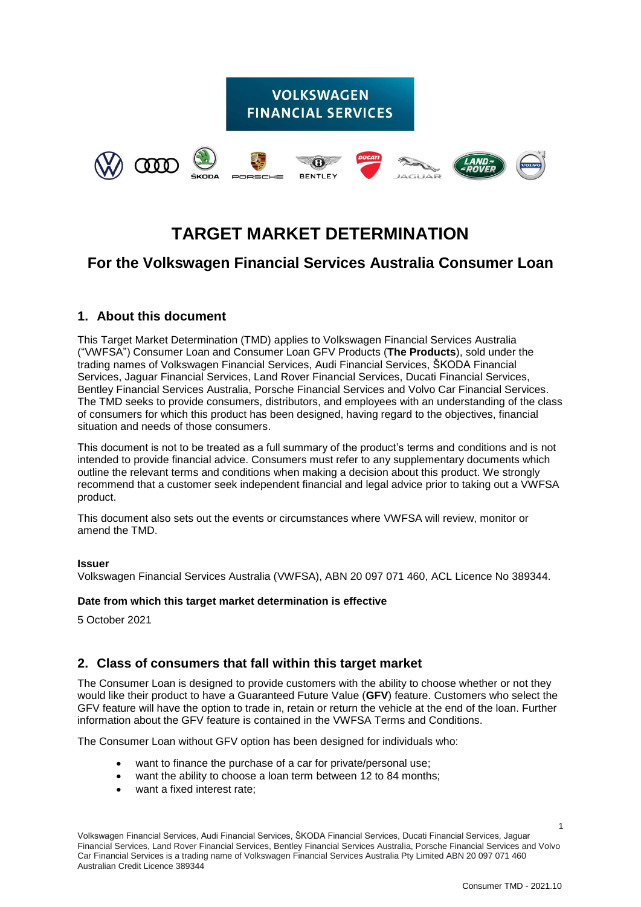VOLKSWAGEN FINANCIAL SERVICES

# TARGET MARKET DETERMINATION

## For the Volkswagen Financial Services Australia Consumer Loan

## 1. About this document

This Target Market Determination (TMD) applies to Volkswagen Financial Services Australia ("VWFSA") Consumer Loan and Consumer Loan GFV Products (**The Products**), sold under the trading names of Volkswagen Financial Services, Audi Financial Services, ŠKODA Financial Services, Jaguar Financial Services, Land Rover Financial Services, Ducati Financial Services, Bentley Financial Services Australia, Porsche Financial Services and Volvo Car Financial Services. The TMD seeks to provide consumers, distributors, and employees with an understanding of the class of consumers for which this product has been designed, having regard to the objectives, financial situation and needs of those consumers.

This document is not to be treated as a full summary of the product's terms and conditions and is not intended to provide financial advice. Consumers must refer to any supplementary documents which outline the relevant terms and conditions when making a decision about this product. We strongly recommend that a customer seek independent financial and legal advice prior to taking out a VWFSA product.

This document also sets out the events or circumstances where VWFSA will review, monitor or amend the TMD.

**Issuer**

Volkswagen Financial Services Australia (VWFSA), ABN 20 097 071 460, ACL Licence No 389344.

**Date from which this target market determination is effective**

5 October 2021

## 2. Class of consumers that fall within this target market

The Consumer Loan is designed to provide customers with the ability to choose whether or not they would like their product to have a Guaranteed Future Value (**GFV**) feature. Customers who select the GFV feature will have the option to trade in, retain or return the vehicle at the end of the loan. Further information about the GFV feature is contained in the VWFSA Terms and Conditions.

The Consumer Loan without GFV option has been designed for individuals who:

- want to finance the purchase of a car for private/personal use;
- want the ability to choose a loan term between 12 to 84 months;
- want a fixed interest rate;

Volkswagen Financial Services, Audi Financial Services, ŠKODA Financial Services, Ducati Financial Services, Jaguar Financial Services, Land Rover Financial Services, Bentley Financial Services Australia, Porsche Financial Services and Volvo Car Financial Services is a trading name of Volkswagen Financial Services Australia Pty Limited ABN 20 097 071 460 Australian Credit Licence 389344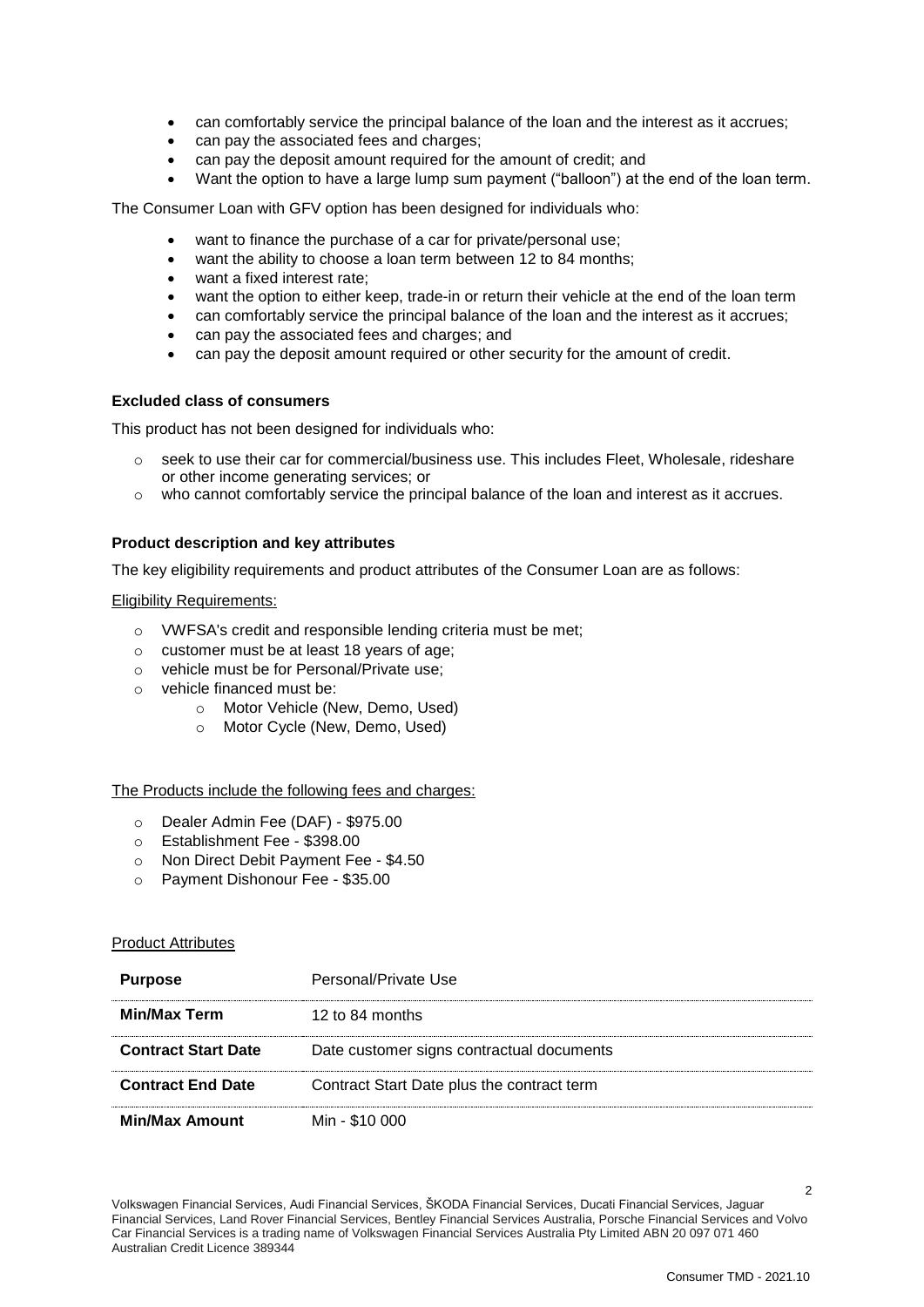- can comfortably service the principal balance of the loan and the interest as it accrues;
- can pay the associated fees and charges;
- can pay the deposit amount required for the amount of credit; and
- Want the option to have a large lump sum payment ("balloon") at the end of the loan term.

The Consumer Loan with GFV option has been designed for individuals who:

- want to finance the purchase of a car for private/personal use;
- want the ability to choose a loan term between 12 to 84 months;
- want a fixed interest rate;
- want the option to either keep, trade-in or return their vehicle at the end of the loan term
- can comfortably service the principal balance of the loan and the interest as it accrues;
- can pay the associated fees and charges; and
- can pay the deposit amount required or other security for the amount of credit.

**Excluded class of consumers**

This product has not been designed for individuals who:

- seek to use their car for commercial/business use. This includes Fleet, Wholesale, rideshare or other income generating services; or
- who cannot comfortably service the principal balance of the loan and interest as it accrues.

**Product description and key attributes**

The key eligibility requirements and product attributes of the Consumer Loan are as follows:

Eligibility Requirements:

- VWFSA's credit and responsible lending criteria must be met;
- customer must be at least 18 years of age;
- vehicle must be for Personal/Private use;
- vehicle financed must be:
  - Motor Vehicle (New, Demo, Used)
  - Motor Cycle (New, Demo, Used)

The Products include the following fees and charges:

- Dealer Admin Fee (DAF) - $975.00
- Establishment Fee - $398.00
- Non Direct Debit Payment Fee - $4.50
- Payment Dishonour Fee - $35.00

Product Attributes

| | |
|---|---|
| **Purpose** | Personal/Private Use |
| **Min/Max Term** | 12 to 84 months |
| **Contract Start Date** | Date customer signs contractual documents |
| **Contract End Date** | Contract Start Date plus the contract term |
| **Min/Max Amount** | Min - $10 000 |

Volkswagen Financial Services, Audi Financial Services, ŠKODA Financial Services, Ducati Financial Services, Jaguar Financial Services, Land Rover Financial Services, Bentley Financial Services Australia, Porsche Financial Services and Volvo Car Financial Services is a trading name of Volkswagen Financial Services Australia Pty Limited ABN 20 097 071 460 Australian Credit Licence 389344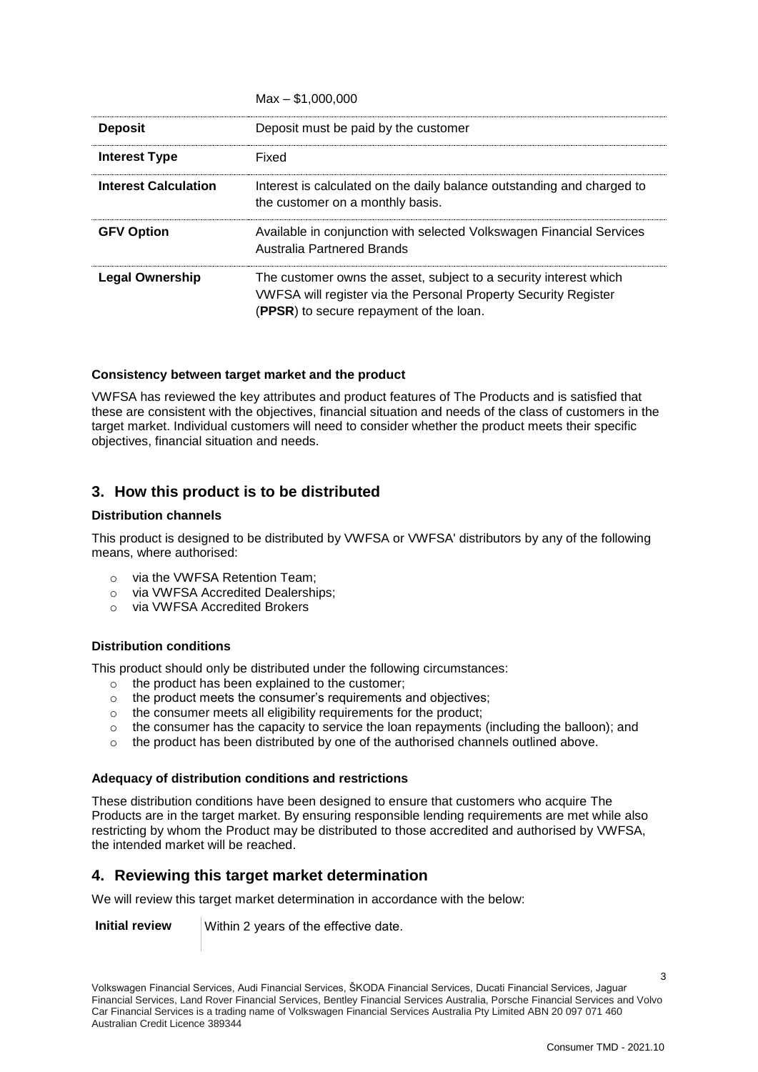| | |
|---|---|
| | Max – $1,000,000 |
| **Deposit** | Deposit must be paid by the customer |
| **Interest Type** | Fixed |
| **Interest Calculation** | Interest is calculated on the daily balance outstanding and charged to the customer on a monthly basis. |
| **GFV Option** | Available in conjunction with selected Volkswagen Financial Services Australia Partnered Brands |
| **Legal Ownership** | The customer owns the asset, subject to a security interest which VWFSA will register via the Personal Property Security Register (**PPSR**) to secure repayment of the loan. |

**Consistency between target market and the product**

VWFSA has reviewed the key attributes and product features of The Products and is satisfied that these are consistent with the objectives, financial situation and needs of the class of customers in the target market. Individual customers will need to consider whether the product meets their specific objectives, financial situation and needs.

## 3. How this product is to be distributed

**Distribution channels**

This product is designed to be distributed by VWFSA or VWFSA' distributors by any of the following means, where authorised:

- via the VWFSA Retention Team;
- via VWFSA Accredited Dealerships;
- via VWFSA Accredited Brokers

**Distribution conditions**

This product should only be distributed under the following circumstances:

- the product has been explained to the customer;
- the product meets the consumer's requirements and objectives;
- the consumer meets all eligibility requirements for the product;
- the consumer has the capacity to service the loan repayments (including the balloon); and
- the product has been distributed by one of the authorised channels outlined above.

**Adequacy of distribution conditions and restrictions**

These distribution conditions have been designed to ensure that customers who acquire The Products are in the target market. By ensuring responsible lending requirements are met while also restricting by whom the Product may be distributed to those accredited and authorised by VWFSA, the intended market will be reached.

## 4. Reviewing this target market determination

We will review this target market determination in accordance with the below:

| | |
|---|---|
| **Initial review** | Within 2 years of the effective date. |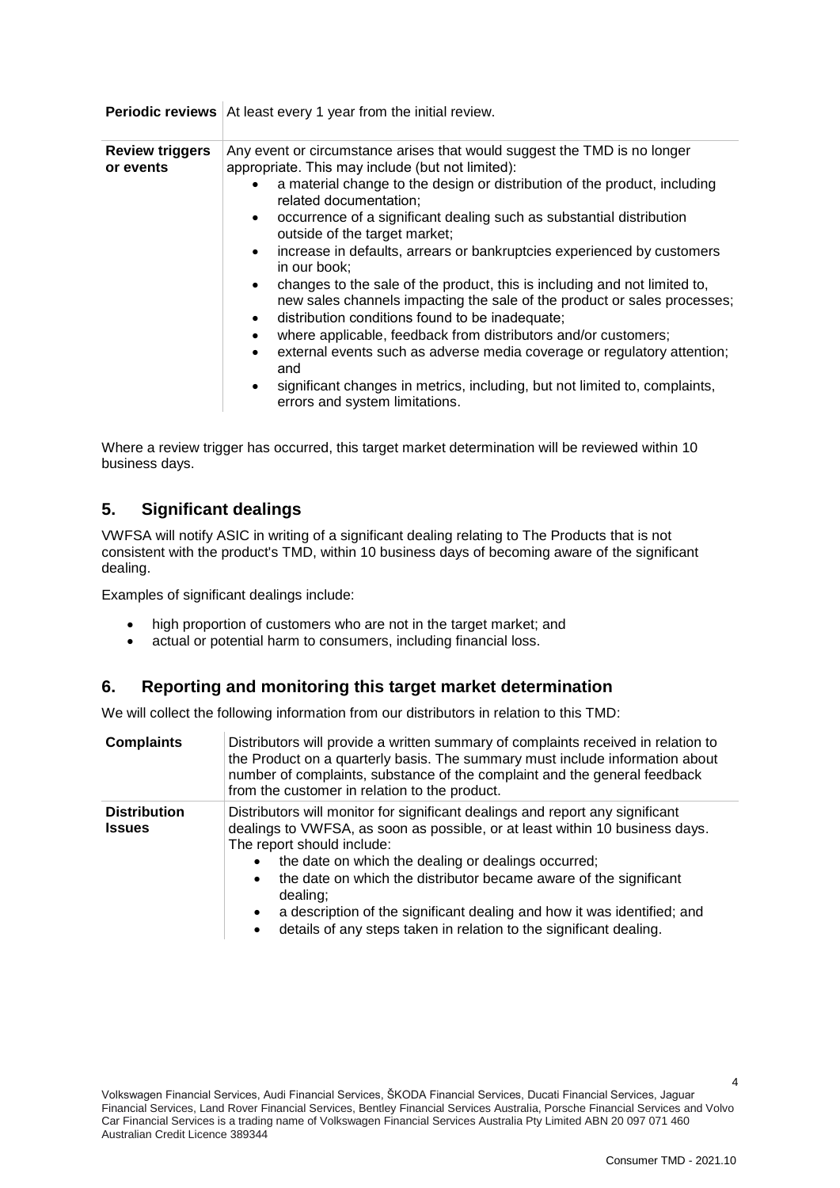| | |
|---|---|
| **Periodic reviews** | At least every 1 year from the initial review. |
| **Review triggers or events** | Any event or circumstance arises that would suggest the TMD is no longer appropriate. This may include (but not limited):<br>• a material change to the design or distribution of the product, including related documentation;<br>• occurrence of a significant dealing such as substantial distribution outside of the target market;<br>• increase in defaults, arrears or bankruptcies experienced by customers in our book;<br>• changes to the sale of the product, this is including and not limited to, new sales channels impacting the sale of the product or sales processes;<br>• distribution conditions found to be inadequate;<br>• where applicable, feedback from distributors and/or customers;<br>• external events such as adverse media coverage or regulatory attention; and<br>• significant changes in metrics, including, but not limited to, complaints, errors and system limitations. |

Where a review trigger has occurred, this target market determination will be reviewed within 10 business days.

## 5. Significant dealings

VWFSA will notify ASIC in writing of a significant dealing relating to The Products that is not consistent with the product's TMD, within 10 business days of becoming aware of the significant dealing.

Examples of significant dealings include:

- high proportion of customers who are not in the target market; and
- actual or potential harm to consumers, including financial loss.

## 6. Reporting and monitoring this target market determination

We will collect the following information from our distributors in relation to this TMD:

| | |
|---|---|
| **Complaints** | Distributors will provide a written summary of complaints received in relation to the Product on a quarterly basis. The summary must include information about number of complaints, substance of the complaint and the general feedback from the customer in relation to the product. |
| **Distribution Issues** | Distributors will monitor for significant dealings and report any significant dealings to VWFSA, as soon as possible, or at least within 10 business days. The report should include:<br>• the date on which the dealing or dealings occurred;<br>• the date on which the distributor became aware of the significant dealing;<br>• a description of the significant dealing and how it was identified; and<br>• details of any steps taken in relation to the significant dealing. |

Volkswagen Financial Services, Audi Financial Services, ŠKODA Financial Services, Ducati Financial Services, Jaguar Financial Services, Land Rover Financial Services, Bentley Financial Services Australia, Porsche Financial Services and Volvo Car Financial Services is a trading name of Volkswagen Financial Services Australia Pty Limited ABN 20 097 071 460 Australian Credit Licence 389344

Consumer TMD - 2021.10